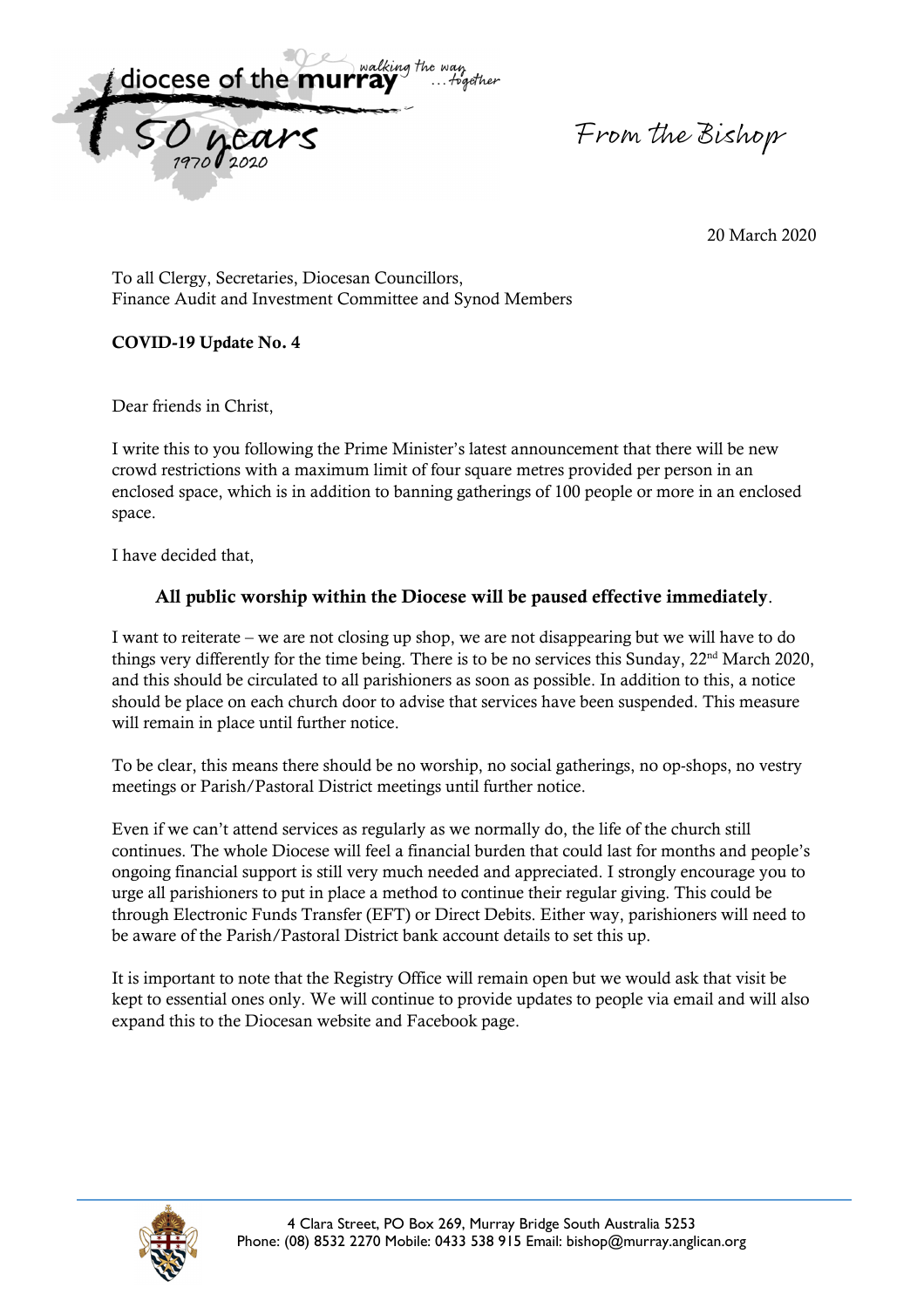diocese of the **murray** *walking the way ...together*

50 years 1970 2020

*From the Bishop*

20 March 2020

To all Clergy, Secretaries, Diocesan Councillors,
Finance Audit and Investment Committee and Synod Members

**COVID-19 Update No. 4**

Dear friends in Christ,

I write this to you following the Prime Minister's latest announcement that there will be new crowd restrictions with a maximum limit of four square metres provided per person in an enclosed space, which is in addition to banning gatherings of 100 people or more in an enclosed space.

I have decided that,

**All public worship within the Diocese will be paused effective immediately**.

I want to reiterate – we are not closing up shop, we are not disappearing but we will have to do things very differently for the time being. There is to be no services this Sunday, 22nd March 2020, and this should be circulated to all parishioners as soon as possible. In addition to this, a notice should be place on each church door to advise that services have been suspended. This measure will remain in place until further notice.

To be clear, this means there should be no worship, no social gatherings, no op-shops, no vestry meetings or Parish/Pastoral District meetings until further notice.

Even if we can't attend services as regularly as we normally do, the life of the church still continues. The whole Diocese will feel a financial burden that could last for months and people's ongoing financial support is still very much needed and appreciated. I strongly encourage you to urge all parishioners to put in place a method to continue their regular giving. This could be through Electronic Funds Transfer (EFT) or Direct Debits. Either way, parishioners will need to be aware of the Parish/Pastoral District bank account details to set this up.

It is important to note that the Registry Office will remain open but we would ask that visit be kept to essential ones only. We will continue to provide updates to people via email and will also expand this to the Diocesan website and Facebook page.

4 Clara Street, PO Box 269, Murray Bridge South Australia 5253
Phone: (08) 8532 2270 Mobile: 0433 538 915 Email: bishop@murray.anglican.org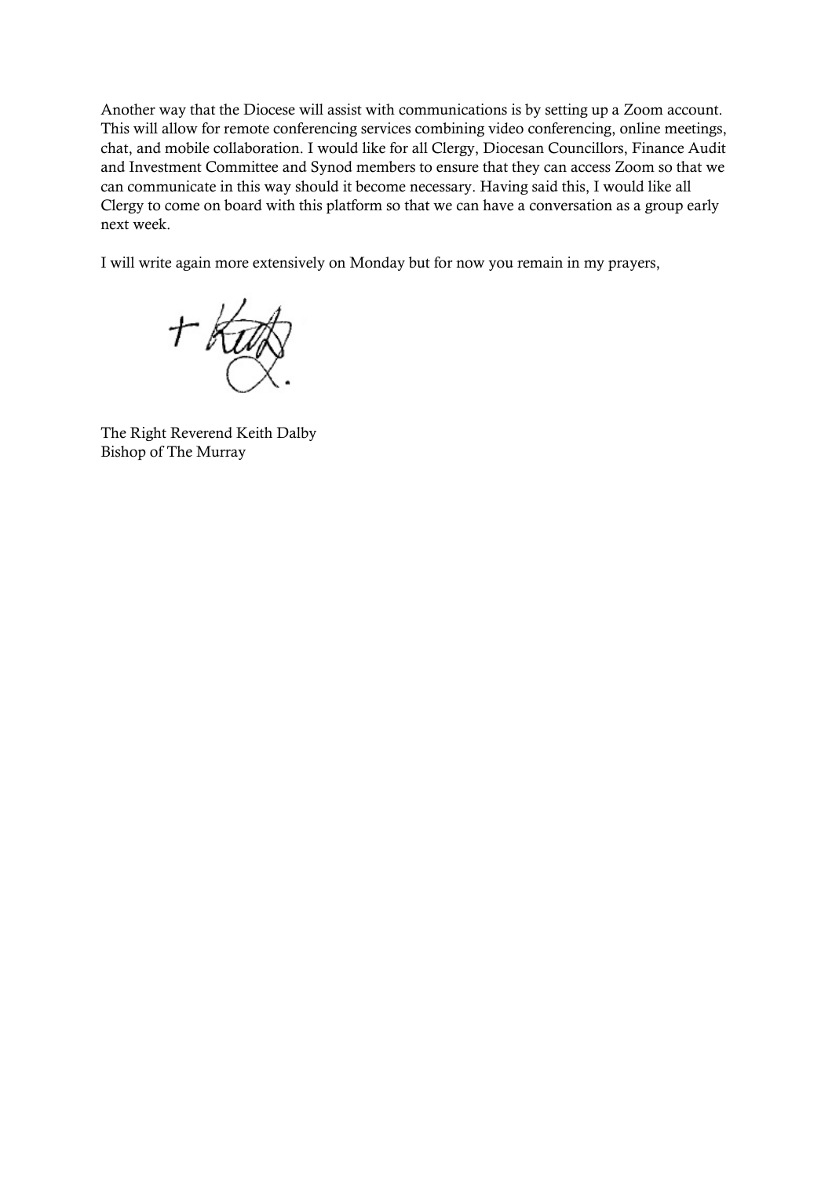Another way that the Diocese will assist with communications is by setting up a Zoom account. This will allow for remote conferencing services combining video conferencing, online meetings, chat, and mobile collaboration. I would like for all Clergy, Diocesan Councillors, Finance Audit and Investment Committee and Synod members to ensure that they can access Zoom so that we can communicate in this way should it become necessary. Having said this, I would like all Clergy to come on board with this platform so that we can have a conversation as a group early next week.

I will write again more extensively on Monday but for now you remain in my prayers,

+ Keith

The Right Reverend Keith Dalby
Bishop of The Murray